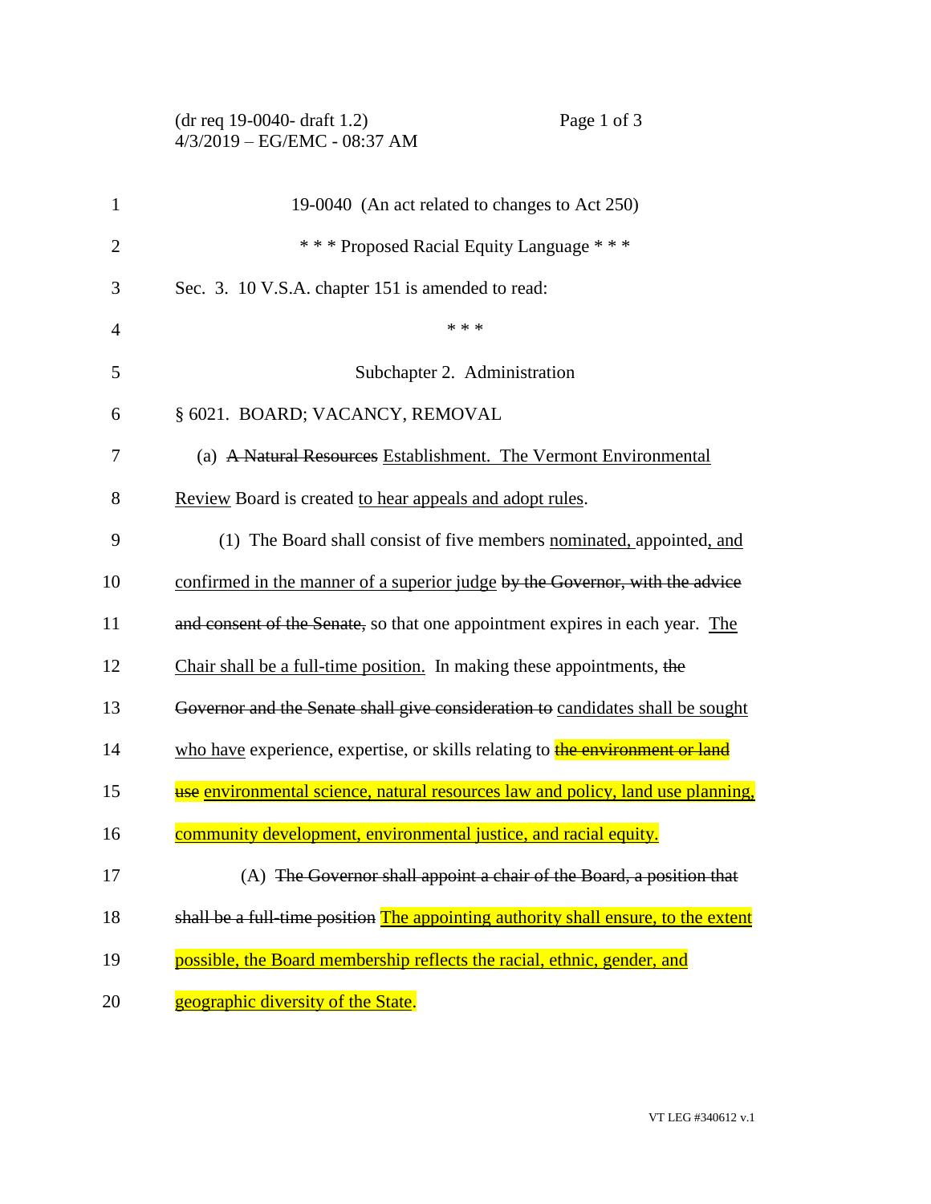19-0040 (An act related to changes to Act 250)

\* \* \* Proposed Racial Equity Language \* \* \*

Sec. 3. 10 V.S.A. chapter 151 is amended to read:

\* \* \*

Subchapter 2. Administration

§ 6021. BOARD; VACANCY, REMOVAL

(a) ~~A Natural Resources~~ <u>Establishment. The Vermont Environmental Review</u> Board is created <u>to hear appeals and adopt rules</u>.

(1) The Board shall consist of five members <u>nominated,</u> appointed<u>, and confirmed in the manner of a superior judge</u> ~~by the Governor, with the advice and consent of the Senate,~~ so that one appointment expires in each year. <u>The Chair shall be a full-time position.</u> In making these appointments, ~~the Governor and the Senate shall give consideration to~~ <u>candidates shall be sought who have</u> experience, expertise, or skills relating to ~~the environment or land use~~ <u>environmental science, natural resources law and policy, land use planning, community development, environmental justice, and racial equity.</u>

(A) ~~The Governor shall appoint a chair of the Board, a position that shall be a full-time position~~ <u>The appointing authority shall ensure, to the extent possible, the Board membership reflects the racial, ethnic, gender, and geographic diversity of the State</u>.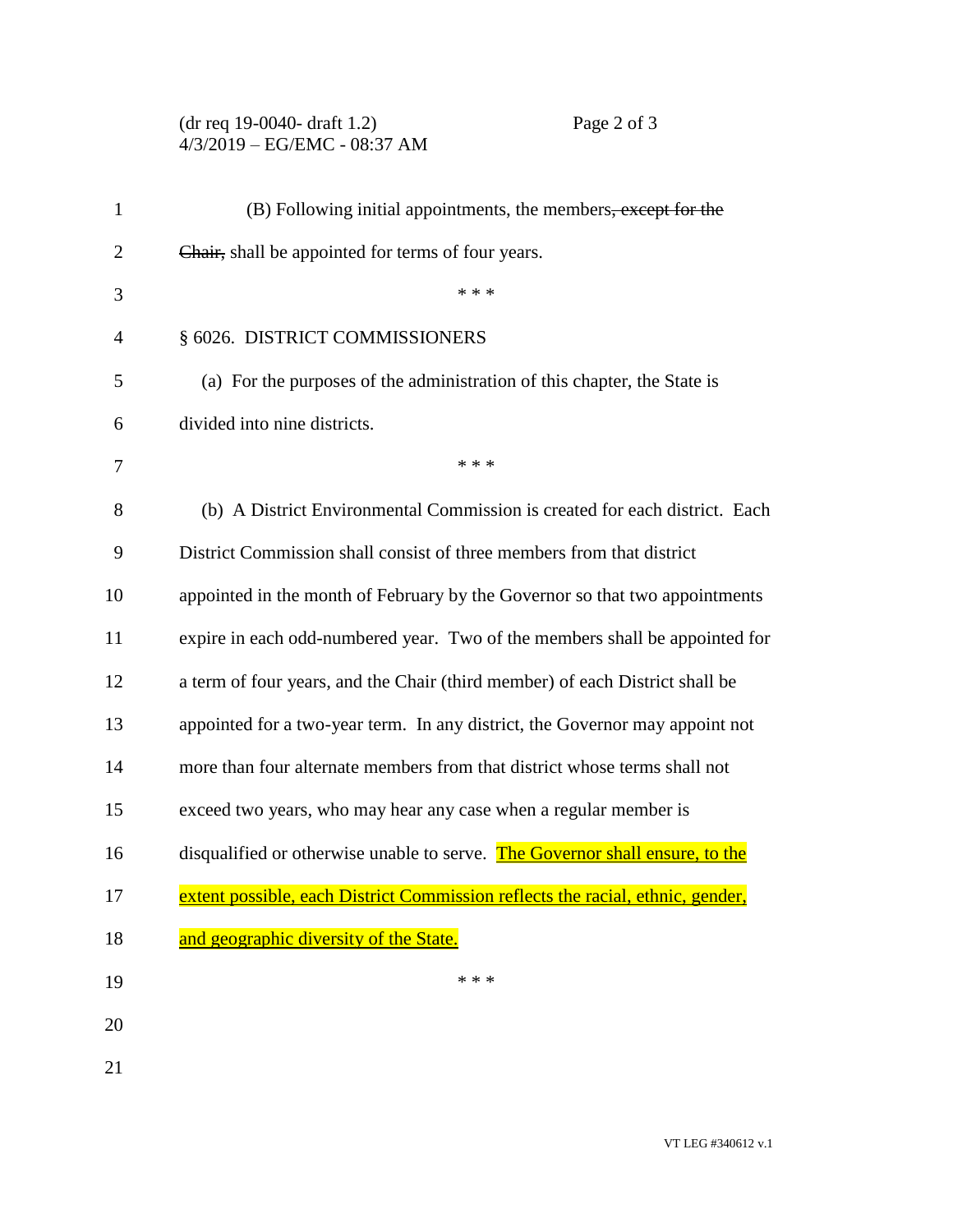(B) Following initial appointments, the members~~, except for the Chair,~~ shall be appointed for terms of four years.

\* \* \*

§ 6026. DISTRICT COMMISSIONERS

(a) For the purposes of the administration of this chapter, the State is divided into nine districts.

\* \* \*

(b) A District Environmental Commission is created for each district. Each District Commission shall consist of three members from that district appointed in the month of February by the Governor so that two appointments expire in each odd-numbered year. Two of the members shall be appointed for a term of four years, and the Chair (third member) of each District shall be appointed for a two-year term. In any district, the Governor may appoint not more than four alternate members from that district whose terms shall not exceed two years, who may hear any case when a regular member is disqualified or otherwise unable to serve. <u>The Governor shall ensure, to the extent possible, each District Commission reflects the racial, ethnic, gender, and geographic diversity of the State.</u>

\* \* \*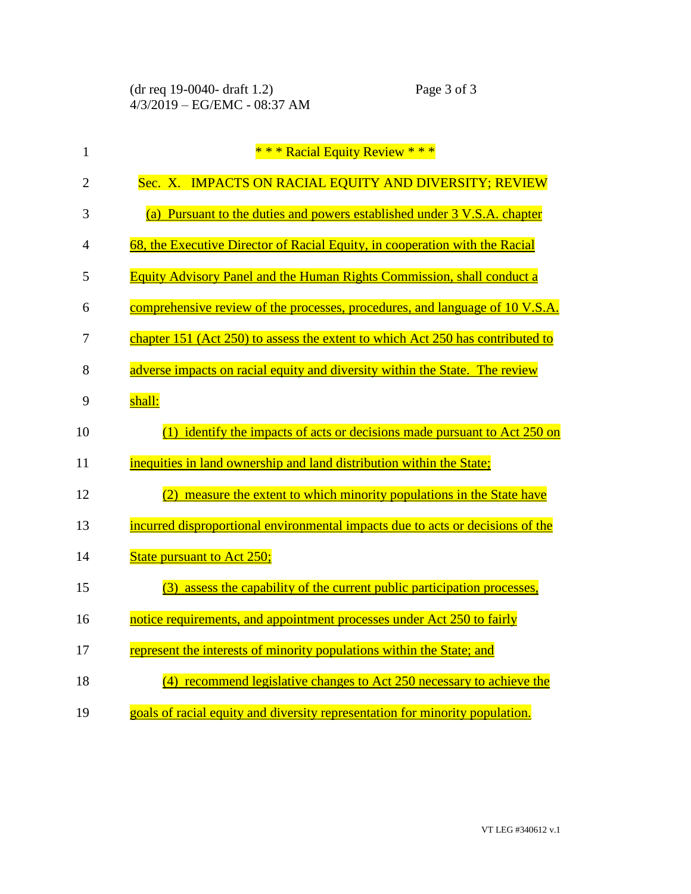\* \* \* Racial Equity Review \* \* \*

Sec. X. IMPACTS ON RACIAL EQUITY AND DIVERSITY; REVIEW

(a) Pursuant to the duties and powers established under 3 V.S.A. chapter 68, the Executive Director of Racial Equity, in cooperation with the Racial Equity Advisory Panel and the Human Rights Commission, shall conduct a comprehensive review of the processes, procedures, and language of 10 V.S.A. chapter 151 (Act 250) to assess the extent to which Act 250 has contributed to adverse impacts on racial equity and diversity within the State. The review shall:

(1) identify the impacts of acts or decisions made pursuant to Act 250 on inequities in land ownership and land distribution within the State;

(2) measure the extent to which minority populations in the State have incurred disproportional environmental impacts due to acts or decisions of the State pursuant to Act 250;

(3) assess the capability of the current public participation processes, notice requirements, and appointment processes under Act 250 to fairly represent the interests of minority populations within the State; and

(4) recommend legislative changes to Act 250 necessary to achieve the goals of racial equity and diversity representation for minority population.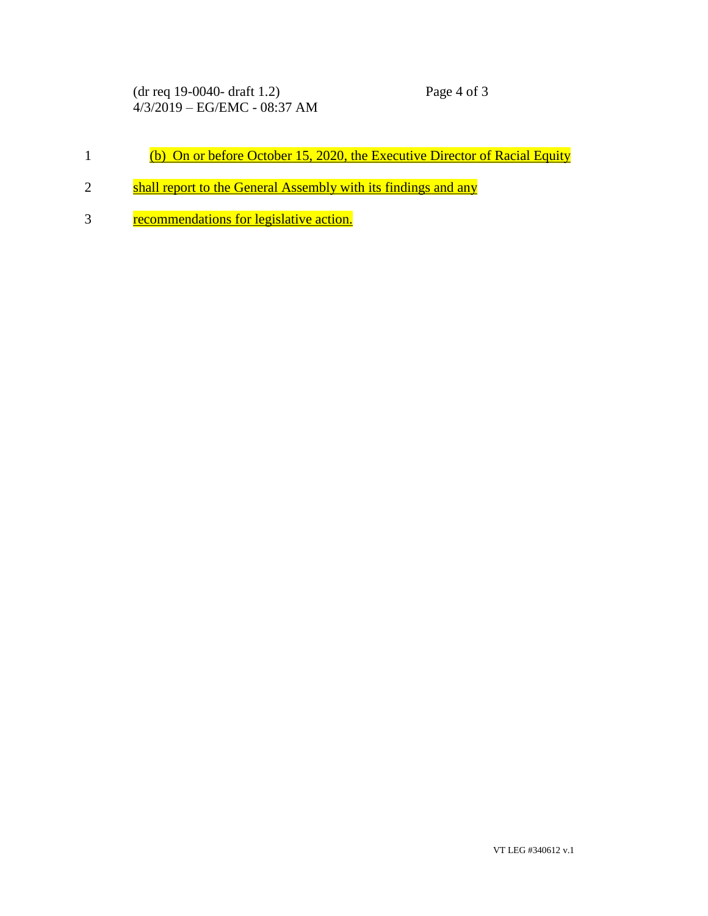(b) On or before October 15, 2020, the Executive Director of Racial Equity shall report to the General Assembly with its findings and any recommendations for legislative action.